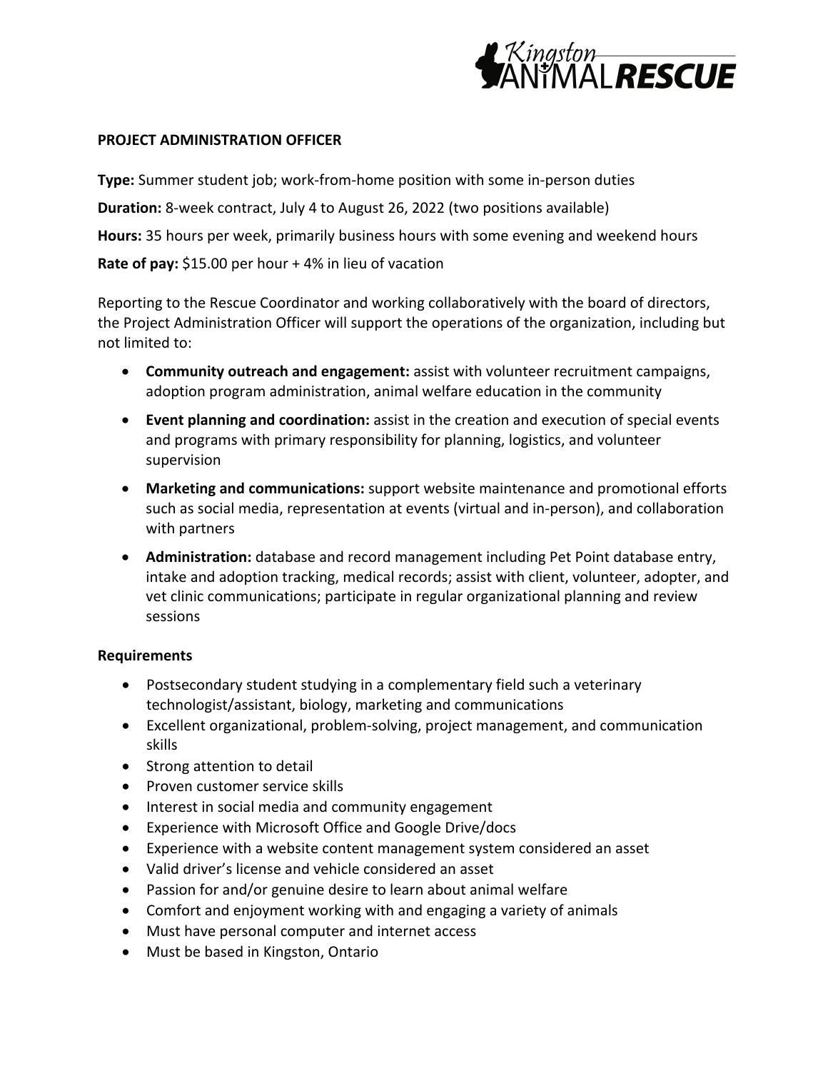Kingston ANIMAL RESCUE

**PROJECT ADMINISTRATION OFFICER**

**Type:** Summer student job; work-from-home position with some in-person duties

**Duration:** 8-week contract, July 4 to August 26, 2022 (two positions available)

**Hours:** 35 hours per week, primarily business hours with some evening and weekend hours

**Rate of pay:** $15.00 per hour + 4% in lieu of vacation

Reporting to the Rescue Coordinator and working collaboratively with the board of directors, the Project Administration Officer will support the operations of the organization, including but not limited to:

- **Community outreach and engagement:** assist with volunteer recruitment campaigns, adoption program administration, animal welfare education in the community
- **Event planning and coordination:** assist in the creation and execution of special events and programs with primary responsibility for planning, logistics, and volunteer supervision
- **Marketing and communications:** support website maintenance and promotional efforts such as social media, representation at events (virtual and in-person), and collaboration with partners
- **Administration:** database and record management including Pet Point database entry, intake and adoption tracking, medical records; assist with client, volunteer, adopter, and vet clinic communications; participate in regular organizational planning and review sessions

**Requirements**

- Postsecondary student studying in a complementary field such a veterinary technologist/assistant, biology, marketing and communications
- Excellent organizational, problem-solving, project management, and communication skills
- Strong attention to detail
- Proven customer service skills
- Interest in social media and community engagement
- Experience with Microsoft Office and Google Drive/docs
- Experience with a website content management system considered an asset
- Valid driver's license and vehicle considered an asset
- Passion for and/or genuine desire to learn about animal welfare
- Comfort and enjoyment working with and engaging a variety of animals
- Must have personal computer and internet access
- Must be based in Kingston, Ontario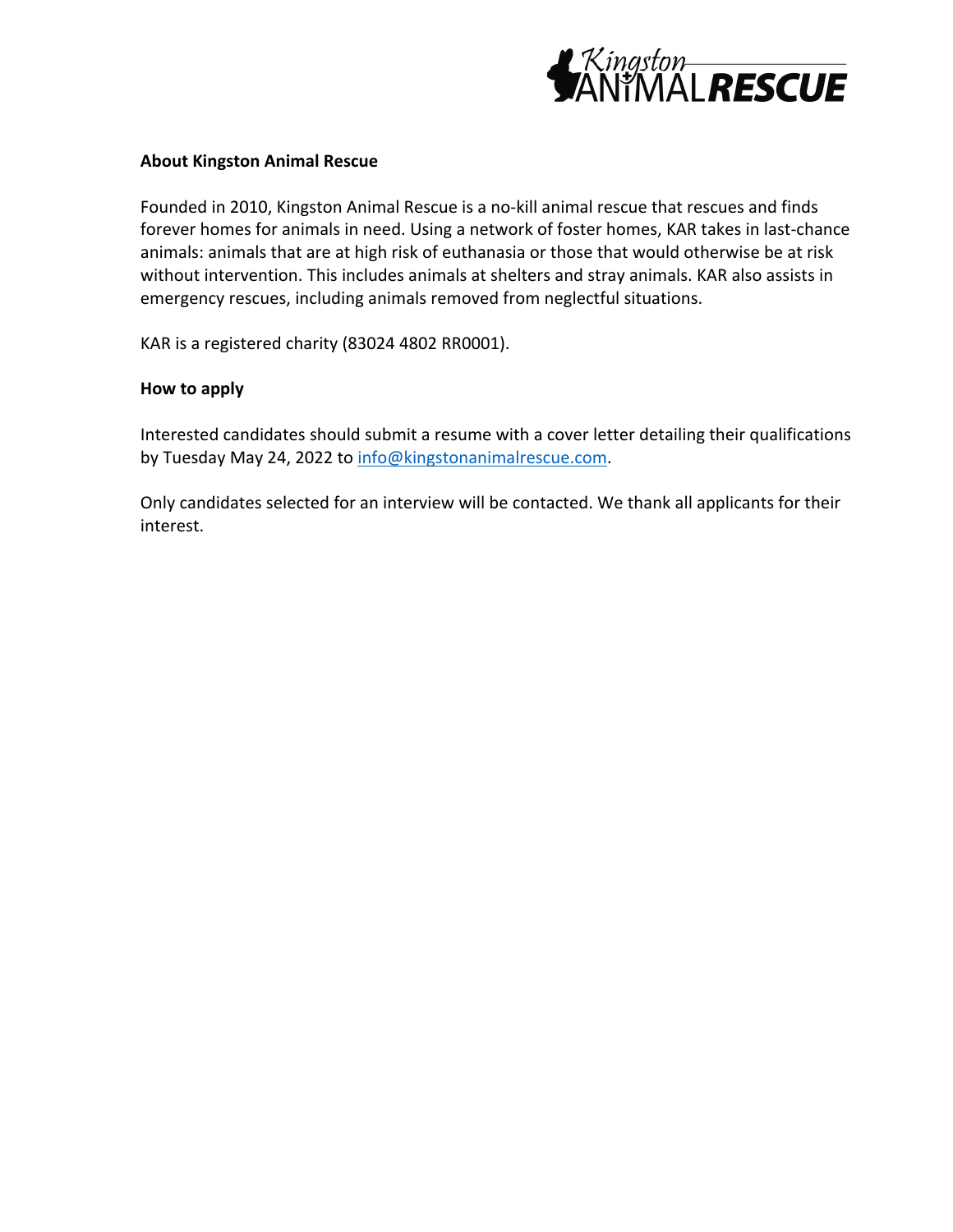**About Kingston Animal Rescue**

Founded in 2010, Kingston Animal Rescue is a no-kill animal rescue that rescues and finds forever homes for animals in need. Using a network of foster homes, KAR takes in last-chance animals: animals that are at high risk of euthanasia or those that would otherwise be at risk without intervention. This includes animals at shelters and stray animals. KAR also assists in emergency rescues, including animals removed from neglectful situations.

KAR is a registered charity (83024 4802 RR0001).

**How to apply**

Interested candidates should submit a resume with a cover letter detailing their qualifications by Tuesday May 24, 2022 to info@kingstonanimalrescue.com.

Only candidates selected for an interview will be contacted. We thank all applicants for their interest.